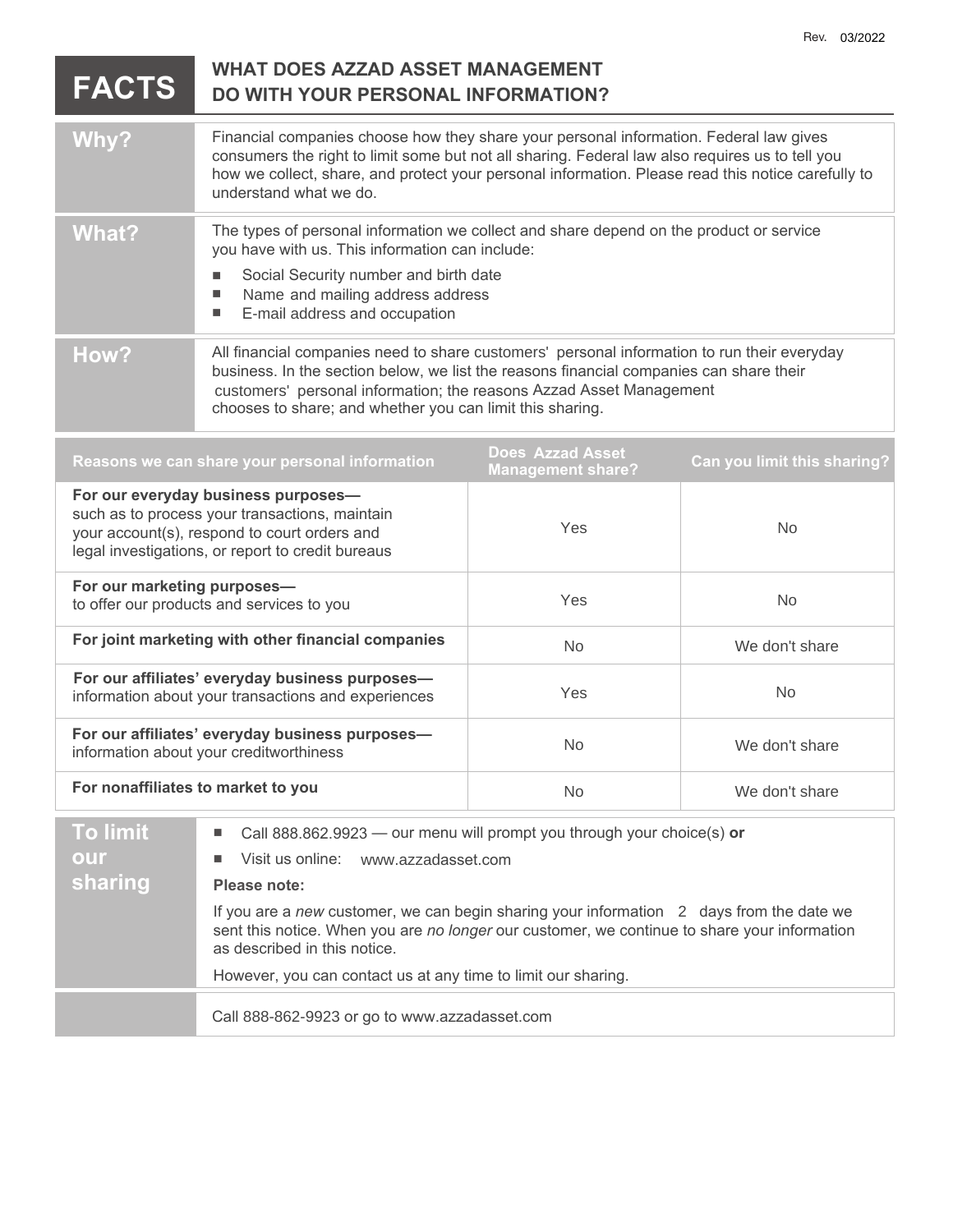Rev. 03/2022

# FACTS — WHAT DOES AZZAD ASSET MANAGEMENT DO WITH YOUR PERSONAL INFORMATION?

| | |
|---|---|
| **Why?** | Financial companies choose how they share your personal information. Federal law gives consumers the right to limit some but not all sharing. Federal law also requires us to tell you how we collect, share, and protect your personal information. Please read this notice carefully to understand what we do. |
| **What?** | The types of personal information we collect and share depend on the product or service you have with us. This information can include:<br>■ Social Security number and birth date<br>■ Name and mailing address address<br>■ E-mail address and occupation |
| **How?** | All financial companies need to share customers' personal information to run their everyday business. In the section below, we list the reasons financial companies can share their customers' personal information; the reasons Azzad Asset Management chooses to share; and whether you can limit this sharing. |

| Reasons we can share your personal information | Does Azzad Asset Management share? | Can you limit this sharing? |
|---|---|---|
| **For our everyday business purposes—** such as to process your transactions, maintain your account(s), respond to court orders and legal investigations, or report to credit bureaus | Yes | No |
| **For our marketing purposes—** to offer our products and services to you | Yes | No |
| **For joint marketing with other financial companies** | No | We don't share |
| **For our affiliates' everyday business purposes—** information about your transactions and experiences | Yes | No |
| **For our affiliates' everyday business purposes—** information about your creditworthiness | No | We don't share |
| **For nonaffiliates to market to you** | No | We don't share |

| | |
|---|---|
| **To limit our sharing** | ■ Call 888.862.9923 — our menu will prompt you through your choice(s) **or**<br>■ Visit us online: www.azzadasset.com<br>**Please note:**<br>If you are a *new* customer, we can begin sharing your information 2 days from the date we sent this notice. When you are *no longer* our customer, we continue to share your information as described in this notice.<br>However, you can contact us at any time to limit our sharing. |
| | Call 888-862-9923 or go to www.azzadasset.com |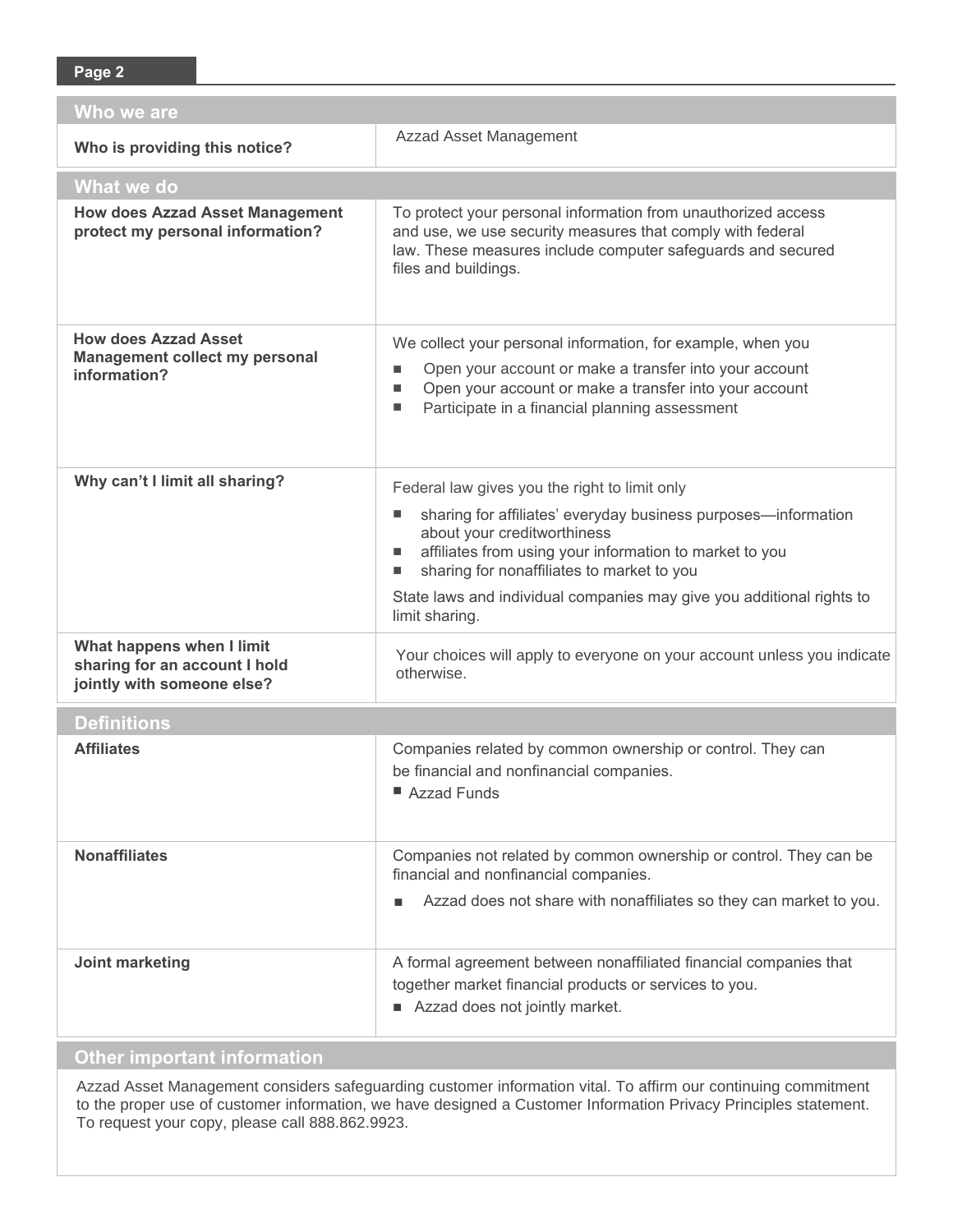| Who we are | |
|---|---|
| **Who is providing this notice?** | Azzad Asset Management |

| What we do | |
|---|---|
| **How does Azzad Asset Management protect my personal information?** | To protect your personal information from unauthorized access and use, we use security measures that comply with federal law. These measures include computer safeguards and secured files and buildings. |
| **How does Azzad Asset Management collect my personal information?** | We collect your personal information, for example, when you<br>■ Open your account or make a transfer into your account<br>■ Open your account or make a transfer into your account<br>■ Participate in a financial planning assessment |
| **Why can't I limit all sharing?** | Federal law gives you the right to limit only<br>■ sharing for affiliates' everyday business purposes—information about your creditworthiness<br>■ affiliates from using your information to market to you<br>■ sharing for nonaffiliates to market to you<br>State laws and individual companies may give you additional rights to limit sharing. |
| **What happens when I limit sharing for an account I hold jointly with someone else?** | Your choices will apply to everyone on your account unless you indicate otherwise. |

| Definitions | |
|---|---|
| **Affiliates** | Companies related by common ownership or control. They can be financial and nonfinancial companies.<br>■ Azzad Funds |
| **Nonaffiliates** | Companies not related by common ownership or control. They can be financial and nonfinancial companies.<br>■ Azzad does not share with nonaffiliates so they can market to you. |
| **Joint marketing** | A formal agreement between nonaffiliated financial companies that together market financial products or services to you.<br>■ Azzad does not jointly market. |

## Other important information

Azzad Asset Management considers safeguarding customer information vital. To affirm our continuing commitment to the proper use of customer information, we have designed a Customer Information Privacy Principles statement. To request your copy, please call 888.862.9923.